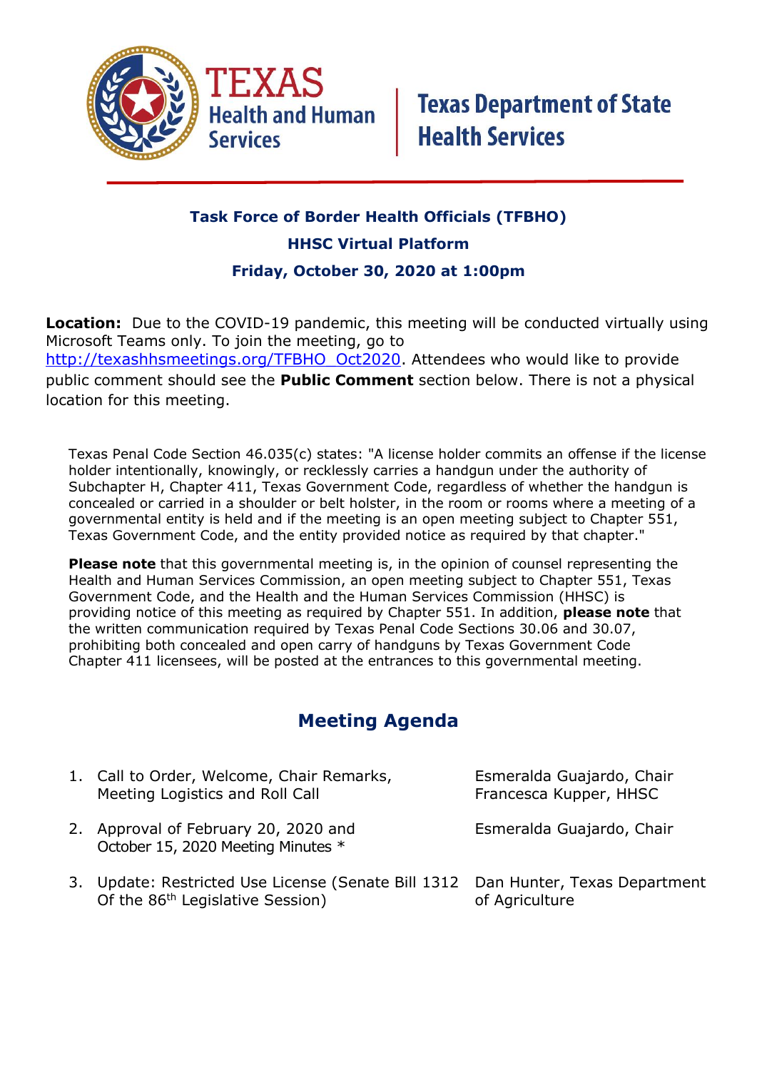Texas Health and Human Services | Texas Department of State Health Services

# Task Force of Border Health Officials (TFBHO)

## HHSC Virtual Platform

## Friday, October 30, 2020 at 1:00pm

**Location:** Due to the COVID-19 pandemic, this meeting will be conducted virtually using Microsoft Teams only. To join the meeting, go to http://texashhsmeetings.org/TFBHO_Oct2020. Attendees who would like to provide public comment should see the **Public Comment** section below. There is not a physical location for this meeting.

Texas Penal Code Section 46.035(c) states: "A license holder commits an offense if the license holder intentionally, knowingly, or recklessly carries a handgun under the authority of Subchapter H, Chapter 411, Texas Government Code, regardless of whether the handgun is concealed or carried in a shoulder or belt holster, in the room or rooms where a meeting of a governmental entity is held and if the meeting is an open meeting subject to Chapter 551, Texas Government Code, and the entity provided notice as required by that chapter."

**Please note** that this governmental meeting is, in the opinion of counsel representing the Health and Human Services Commission, an open meeting subject to Chapter 551, Texas Government Code, and the Health and the Human Services Commission (HHSC) is providing notice of this meeting as required by Chapter 551. In addition, **please note** that the written communication required by Texas Penal Code Sections 30.06 and 30.07, prohibiting both concealed and open carry of handguns by Texas Government Code Chapter 411 licensees, will be posted at the entrances to this governmental meeting.

## Meeting Agenda

1. Call to Order, Welcome, Chair Remarks, Meeting Logistics and Roll Call — Esmeralda Guajardo, Chair; Francesca Kupper, HHSC
2. Approval of February 20, 2020 and October 15, 2020 Meeting Minutes * — Esmeralda Guajardo, Chair
3. Update: Restricted Use License (Senate Bill 1312 Of the 86th Legislative Session) — Dan Hunter, Texas Department of Agriculture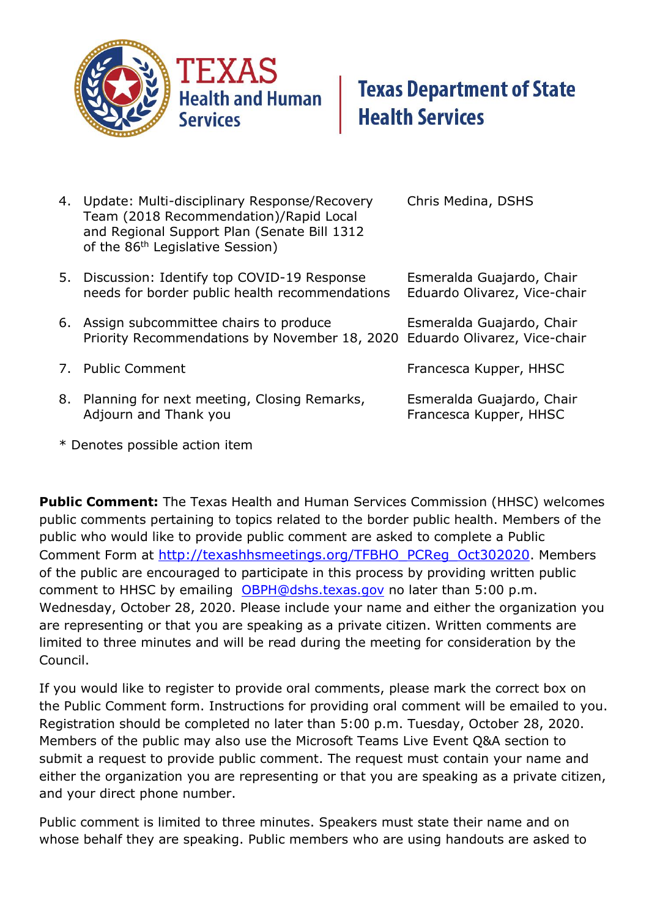4. Update: Multi-disciplinary Response/Recovery Team (2018 Recommendation)/Rapid Local and Regional Support Plan (Senate Bill 1312 of the 86th Legislative Session) — Chris Medina, DSHS

5. Discussion: Identify top COVID-19 Response needs for border public health recommendations — Esmeralda Guajardo, Chair; Eduardo Olivarez, Vice-chair

6. Assign subcommittee chairs to produce Priority Recommendations by November 18, 2020 — Esmeralda Guajardo, Chair; Eduardo Olivarez, Vice-chair

7. Public Comment — Francesca Kupper, HHSC

8. Planning for next meeting, Closing Remarks, Adjourn and Thank you — Esmeralda Guajardo, Chair; Francesca Kupper, HHSC

* Denotes possible action item

**Public Comment:** The Texas Health and Human Services Commission (HHSC) welcomes public comments pertaining to topics related to the border public health. Members of the public who would like to provide public comment are asked to complete a Public Comment Form at [http://texashhsmeetings.org/TFBHO_PCReg_Oct302020](http://texashhsmeetings.org/TFBHO_PCReg_Oct302020). Members of the public are encouraged to participate in this process by providing written public comment to HHSC by emailing [OBPH@dshs.texas.gov](mailto:OBPH@dshs.texas.gov) no later than 5:00 p.m. Wednesday, October 28, 2020. Please include your name and either the organization you are representing or that you are speaking as a private citizen. Written comments are limited to three minutes and will be read during the meeting for consideration by the Council.

If you would like to register to provide oral comments, please mark the correct box on the Public Comment form. Instructions for providing oral comment will be emailed to you. Registration should be completed no later than 5:00 p.m. Tuesday, October 28, 2020. Members of the public may also use the Microsoft Teams Live Event Q&A section to submit a request to provide public comment. The request must contain your name and either the organization you are representing or that you are speaking as a private citizen, and your direct phone number.

Public comment is limited to three minutes. Speakers must state their name and on whose behalf they are speaking. Public members who are using handouts are asked to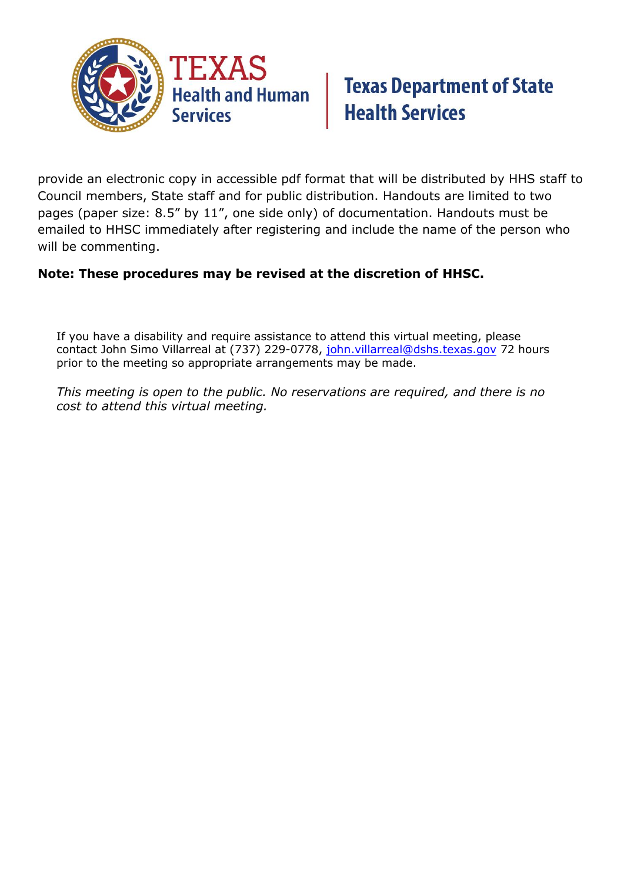provide an electronic copy in accessible pdf format that will be distributed by HHS staff to Council members, State staff and for public distribution. Handouts are limited to two pages (paper size: 8.5" by 11", one side only) of documentation. Handouts must be emailed to HHSC immediately after registering and include the name of the person who will be commenting.

**Note: These procedures may be revised at the discretion of HHSC.**

If you have a disability and require assistance to attend this virtual meeting, please contact John Simo Villarreal at (737) 229-0778, john.villarreal@dshs.texas.gov 72 hours prior to the meeting so appropriate arrangements may be made.

*This meeting is open to the public. No reservations are required, and there is no cost to attend this virtual meeting.*